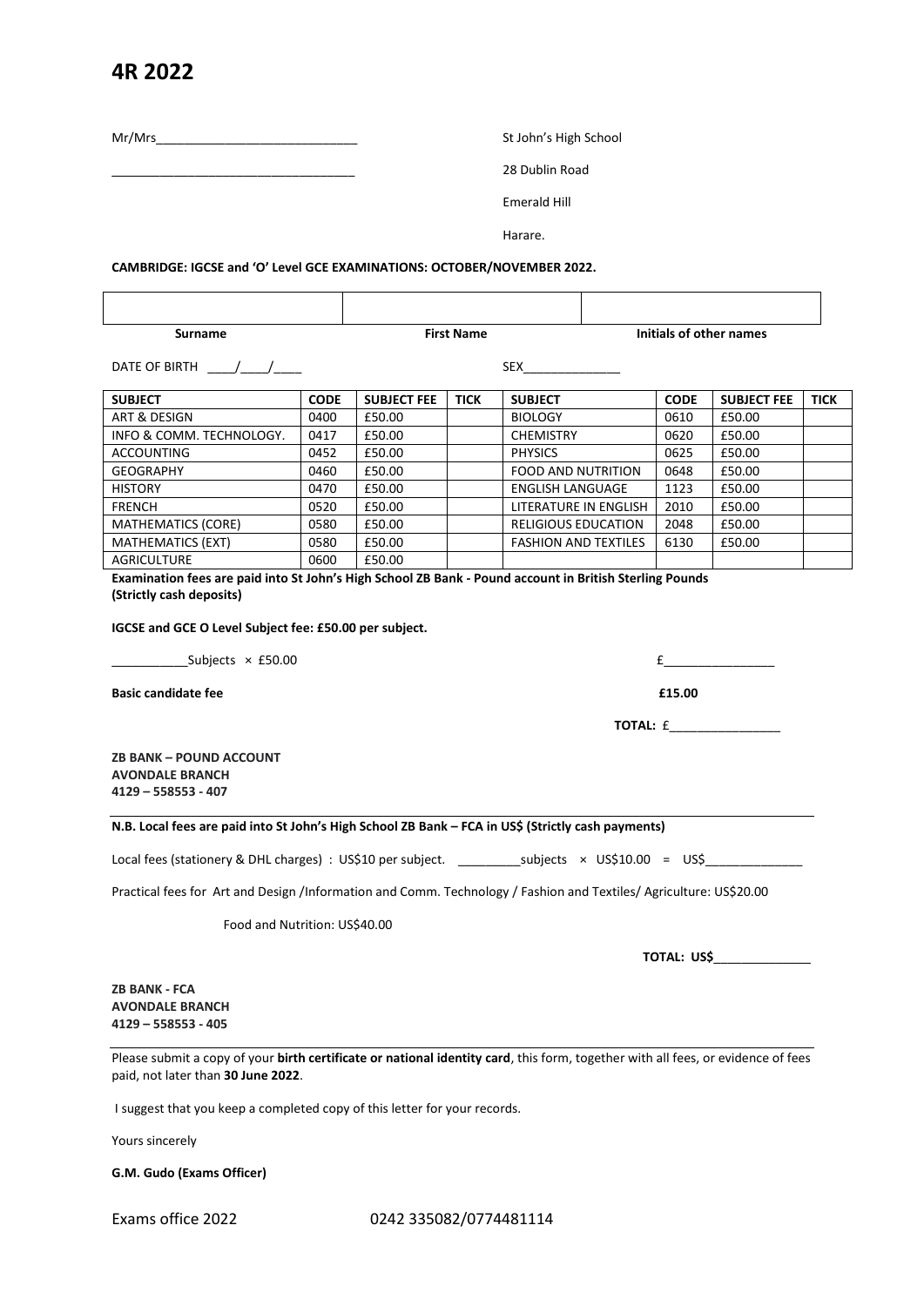# 4R 2022

Mr/Mrs_____________________________

___________________________________

St John's High School

28 Dublin Road

Emerald Hill

Harare.

**CAMBRIDGE: IGCSE and 'O' Level GCE EXAMINATIONS: OCTOBER/NOVEMBER 2022.**

| | | |
|---|---|---|
| | | |
| **Surname** | **First Name** | **Initials of other names** |

DATE OF BIRTH ____/____/____ SEX______________

| SUBJECT | CODE | SUBJECT FEE | TICK | SUBJECT | CODE | SUBJECT FEE | TICK |
|---|---|---|---|---|---|---|---|
| ART & DESIGN | 0400 | £50.00 | | BIOLOGY | 0610 | £50.00 | |
| INFO & COMM. TECHNOLOGY. | 0417 | £50.00 | | CHEMISTRY | 0620 | £50.00 | |
| ACCOUNTING | 0452 | £50.00 | | PHYSICS | 0625 | £50.00 | |
| GEOGRAPHY | 0460 | £50.00 | | FOOD AND NUTRITION | 0648 | £50.00 | |
| HISTORY | 0470 | £50.00 | | ENGLISH LANGUAGE | 1123 | £50.00 | |
| FRENCH | 0520 | £50.00 | | LITERATURE IN ENGLISH | 2010 | £50.00 | |
| MATHEMATICS (CORE) | 0580 | £50.00 | | RELIGIOUS EDUCATION | 2048 | £50.00 | |
| MATHEMATICS (EXT) | 0580 | £50.00 | | FASHION AND TEXTILES | 6130 | £50.00 | |
| AGRICULTURE | 0600 | £50.00 | | | | | |

**Examination fees are paid into St John's High School ZB Bank - Pound account in British Sterling Pounds (Strictly cash deposits)**

**IGCSE and GCE O Level Subject fee: £50.00 per subject.**

___________Subjects × £50.00 £________________

**Basic candidate fee** **£15.00**

**TOTAL:** £________________

**ZB BANK – POUND ACCOUNT**
**AVONDALE BRANCH**
**4129 – 558553 - 407**

**N.B. Local fees are paid into St John's High School ZB Bank – FCA in US$ (Strictly cash payments)**

Local fees (stationery & DHL charges) : US$10 per subject. _________subjects × US$10.00 = US$______________

Practical fees for Art and Design /Information and Comm. Technology / Fashion and Textiles/ Agriculture: US$20.00

Food and Nutrition: US$40.00

**TOTAL: US$**______________

**ZB BANK - FCA**
**AVONDALE BRANCH**
**4129 – 558553 - 405**

Please submit a copy of your **birth certificate or national identity card**, this form, together with all fees, or evidence of fees paid, not later than **30 June 2022**.

I suggest that you keep a completed copy of this letter for your records.

Yours sincerely

**G.M. Gudo (Exams Officer)**

Exams office 2022 0242 335082/0774481114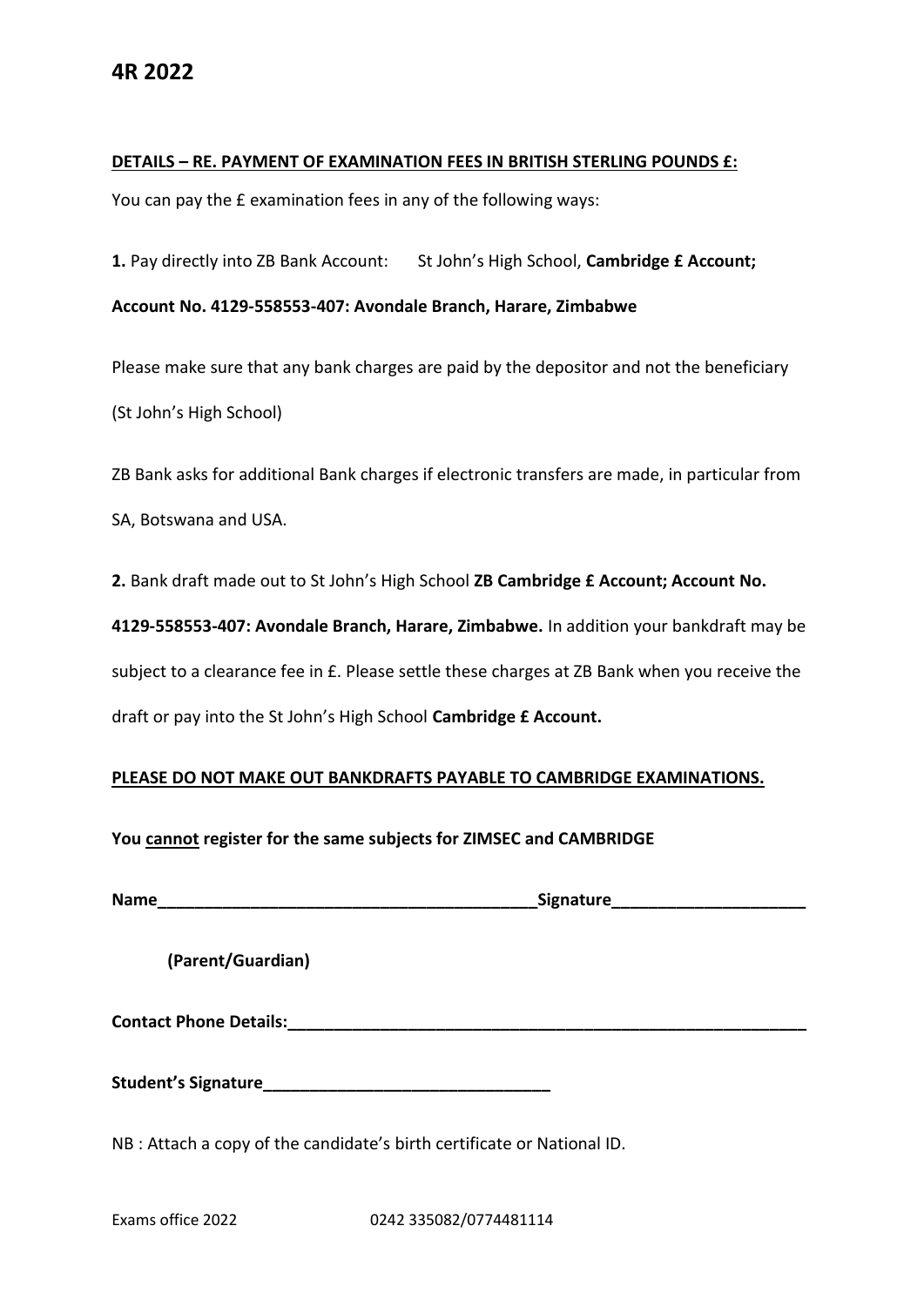# 4R 2022

**DETAILS – RE. PAYMENT OF EXAMINATION FEES IN BRITISH STERLING POUNDS £:**

You can pay the £ examination fees in any of the following ways:

**1.** Pay directly into ZB Bank Account: St John's High School, **Cambridge £ Account;**

**Account No. 4129-558553-407: Avondale Branch, Harare, Zimbabwe**

Please make sure that any bank charges are paid by the depositor and not the beneficiary (St John's High School)

ZB Bank asks for additional Bank charges if electronic transfers are made, in particular from SA, Botswana and USA.

**2.** Bank draft made out to St John's High School **ZB Cambridge £ Account; Account No. 4129-558553-407: Avondale Branch, Harare, Zimbabwe.** In addition your bankdraft may be subject to a clearance fee in £. Please settle these charges at ZB Bank when you receive the draft or pay into the St John's High School **Cambridge £ Account.**

**PLEASE DO NOT MAKE OUT BANKDRAFTS PAYABLE TO CAMBRIDGE EXAMINATIONS.**

**You cannot register for the same subjects for ZIMSEC and CAMBRIDGE**

**Name**__________________________________________**Signature**_____________________

**(Parent/Guardian)**

**Contact Phone Details:**___________________________________________________________

**Student's Signature**________________________________

NB : Attach a copy of the candidate's birth certificate or National ID.

Exams office 2022 0242 335082/0774481114